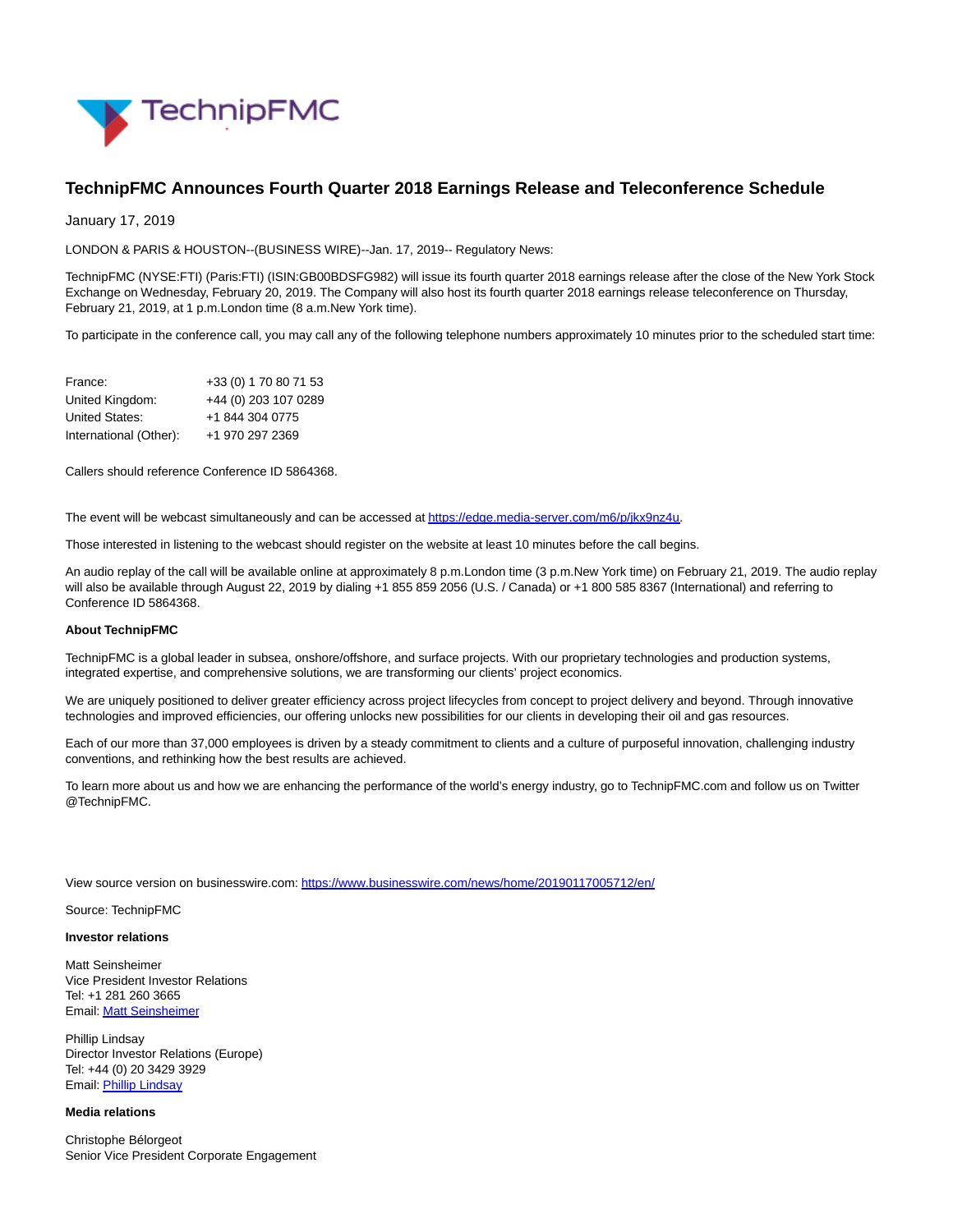# TechnipFMC Announces Fourth Quarter 2018 Earnings Release and Teleconference Schedule

January 17, 2019

LONDON & PARIS & HOUSTON--(BUSINESS WIRE)--Jan. 17, 2019-- Regulatory News:

TechnipFMC (NYSE:FTI) (Paris:FTI) (ISIN:GB00BDSFG982) will issue its fourth quarter 2018 earnings release after the close of the New York Stock Exchange on Wednesday, February 20, 2019. The Company will also host its fourth quarter 2018 earnings release teleconference on Thursday, February 21, 2019, at 1 p.m.London time (8 a.m.New York time).

To participate in the conference call, you may call any of the following telephone numbers approximately 10 minutes prior to the scheduled start time:

| | |
|---|---|
| France: | +33 (0) 1 70 80 71 53 |
| United Kingdom: | +44 (0) 203 107 0289 |
| United States: | +1 844 304 0775 |
| International (Other): | +1 970 297 2369 |

Callers should reference Conference ID 5864368.

The event will be webcast simultaneously and can be accessed at https://edge.media-server.com/m6/p/jkx9nz4u.

Those interested in listening to the webcast should register on the website at least 10 minutes before the call begins.

An audio replay of the call will be available online at approximately 8 p.m.London time (3 p.m.New York time) on February 21, 2019. The audio replay will also be available through August 22, 2019 by dialing +1 855 859 2056 (U.S. / Canada) or +1 800 585 8367 (International) and referring to Conference ID 5864368.

**About TechnipFMC**

TechnipFMC is a global leader in subsea, onshore/offshore, and surface projects. With our proprietary technologies and production systems, integrated expertise, and comprehensive solutions, we are transforming our clients' project economics.

We are uniquely positioned to deliver greater efficiency across project lifecycles from concept to project delivery and beyond. Through innovative technologies and improved efficiencies, our offering unlocks new possibilities for our clients in developing their oil and gas resources.

Each of our more than 37,000 employees is driven by a steady commitment to clients and a culture of purposeful innovation, challenging industry conventions, and rethinking how the best results are achieved.

To learn more about us and how we are enhancing the performance of the world's energy industry, go to TechnipFMC.com and follow us on Twitter @TechnipFMC.

View source version on businesswire.com: https://www.businesswire.com/news/home/20190117005712/en/

Source: TechnipFMC

**Investor relations**

Matt Seinsheimer
Vice President Investor Relations
Tel: +1 281 260 3665
Email: Matt Seinsheimer

Phillip Lindsay
Director Investor Relations (Europe)
Tel: +44 (0) 20 3429 3929
Email: Phillip Lindsay

**Media relations**

Christophe Bélorgeot
Senior Vice President Corporate Engagement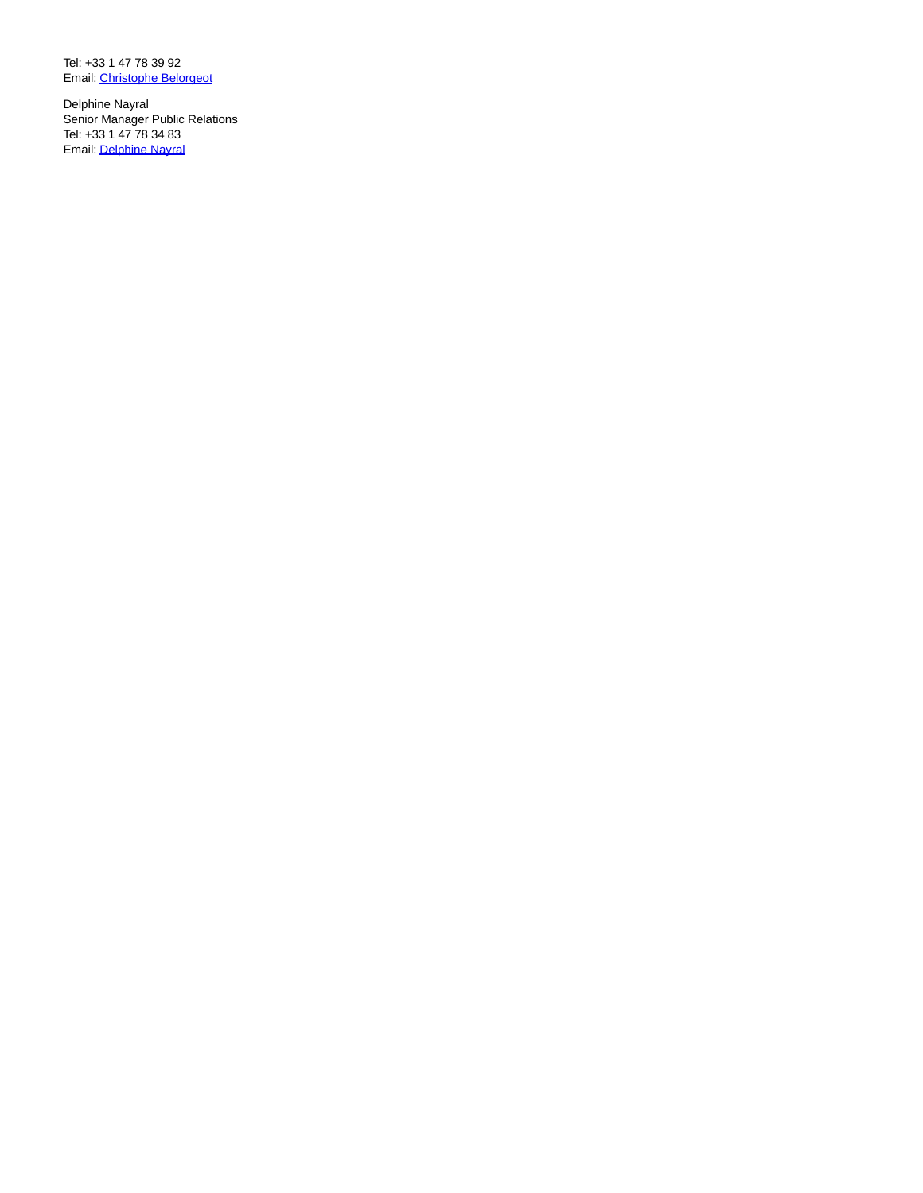Tel: +33 1 47 78 39 92
Email: [Christophe Belorgeot]()

Delphine Nayral
Senior Manager Public Relations
Tel: +33 1 47 78 34 83
Email: [Delphine Nayral]()